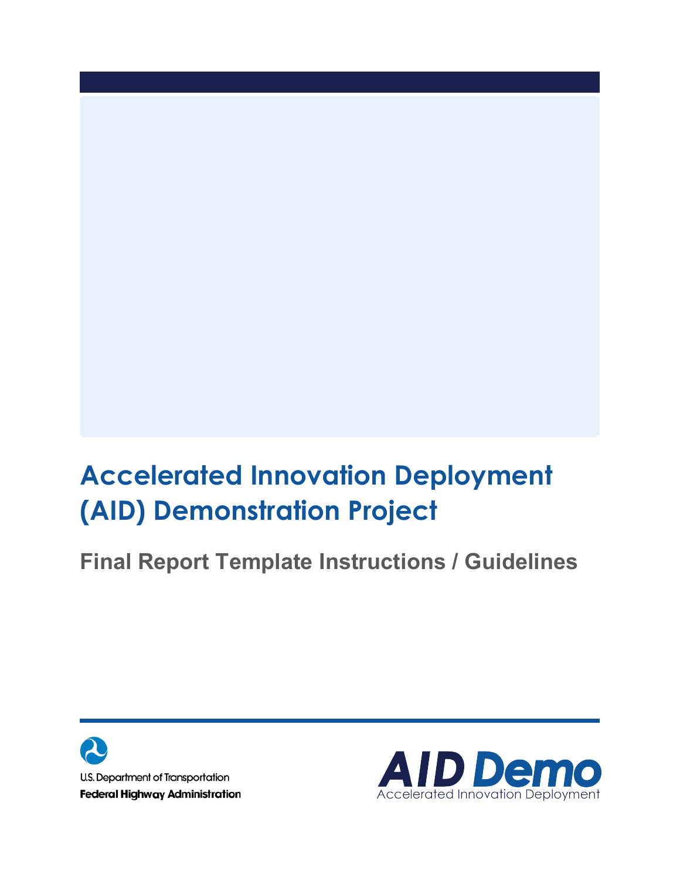# Accelerated Innovation Deployment (AID) Demonstration Project

## Final Report Template Instructions / Guidelines

U.S. Department of Transportation
**Federal Highway Administration**

**AID Demo**
Accelerated Innovation Deployment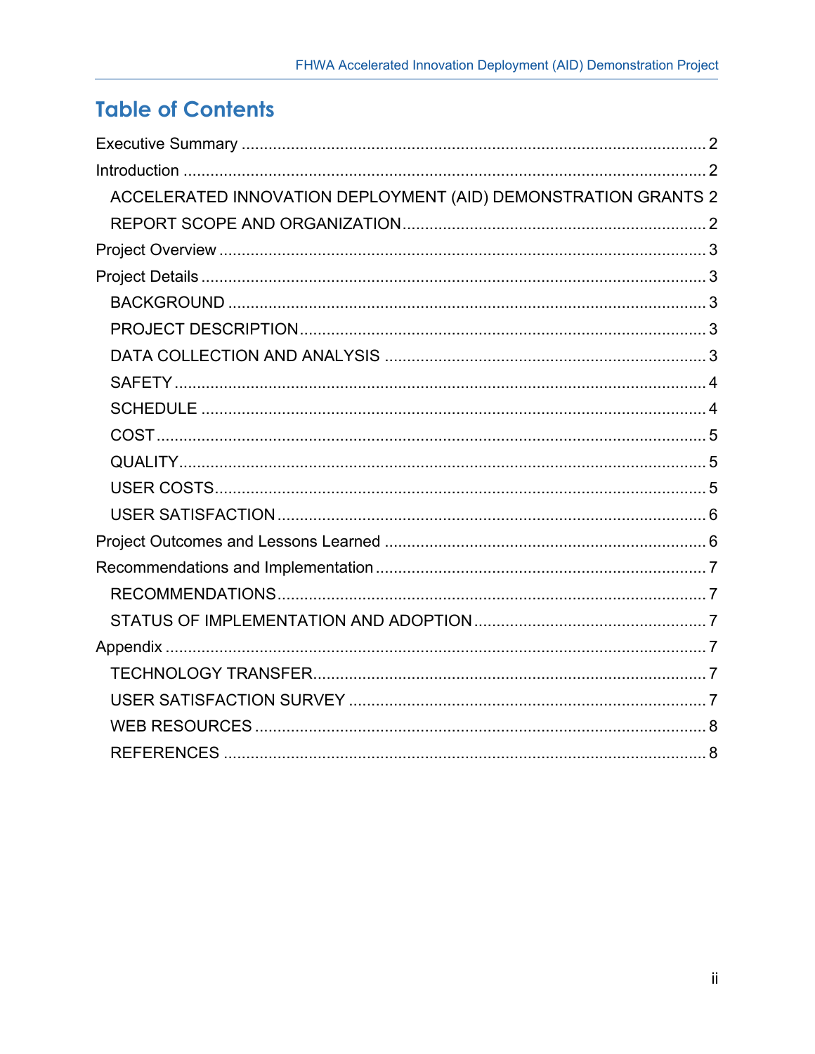# Table of Contents

Executive Summary ........ 2

Introduction ........ 2

- ACCELERATED INNOVATION DEPLOYMENT (AID) DEMONSTRATION GRANTS 2
- REPORT SCOPE AND ORGANIZATION ........ 2

Project Overview ........ 3

Project Details ........ 3

- BACKGROUND ........ 3
- PROJECT DESCRIPTION ........ 3
- DATA COLLECTION AND ANALYSIS ........ 3
- SAFETY ........ 4
- SCHEDULE ........ 4
- COST ........ 5
- QUALITY ........ 5
- USER COSTS ........ 5
- USER SATISFACTION ........ 6

Project Outcomes and Lessons Learned ........ 6

Recommendations and Implementation ........ 7

- RECOMMENDATIONS ........ 7
- STATUS OF IMPLEMENTATION AND ADOPTION ........ 7

Appendix ........ 7

- TECHNOLOGY TRANSFER ........ 7
- USER SATISFACTION SURVEY ........ 7
- WEB RESOURCES ........ 8
- REFERENCES ........ 8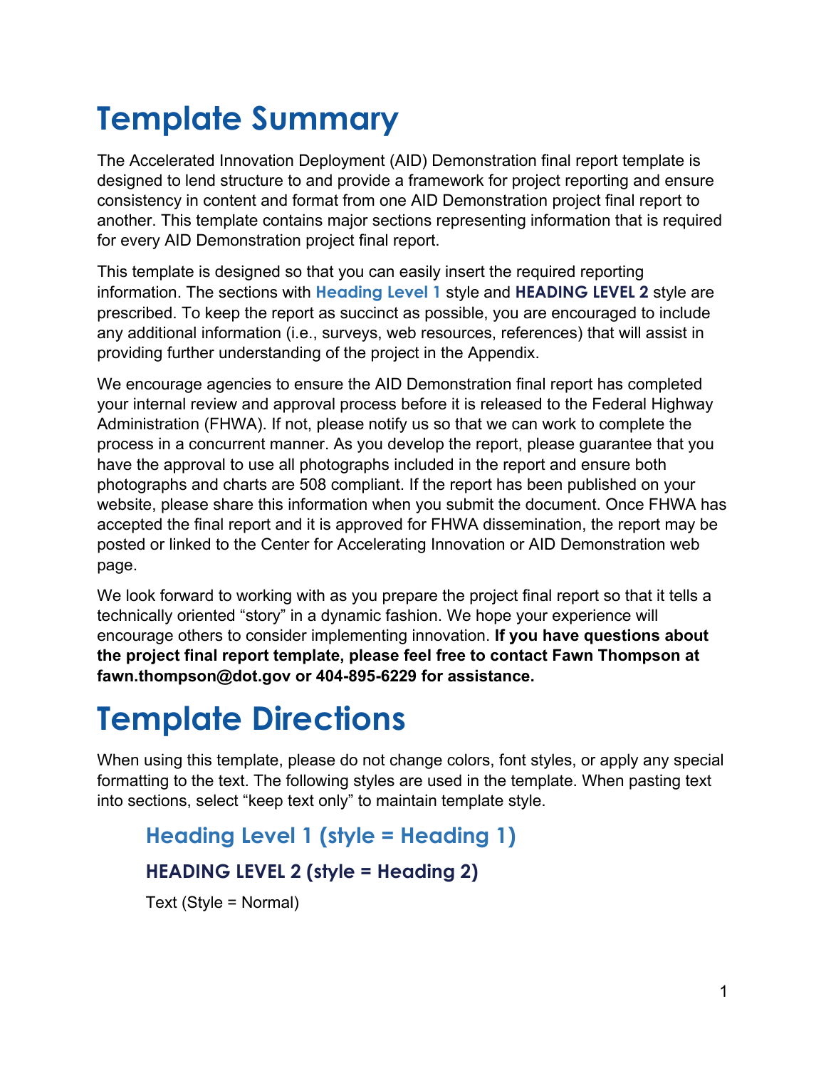# Template Summary

The Accelerated Innovation Deployment (AID) Demonstration final report template is designed to lend structure to and provide a framework for project reporting and ensure consistency in content and format from one AID Demonstration project final report to another. This template contains major sections representing information that is required for every AID Demonstration project final report.

This template is designed so that you can easily insert the required reporting information. The sections with **Heading Level 1** style and **HEADING LEVEL 2** style are prescribed. To keep the report as succinct as possible, you are encouraged to include any additional information (i.e., surveys, web resources, references) that will assist in providing further understanding of the project in the Appendix.

We encourage agencies to ensure the AID Demonstration final report has completed your internal review and approval process before it is released to the Federal Highway Administration (FHWA). If not, please notify us so that we can work to complete the process in a concurrent manner. As you develop the report, please guarantee that you have the approval to use all photographs included in the report and ensure both photographs and charts are 508 compliant. If the report has been published on your website, please share this information when you submit the document. Once FHWA has accepted the final report and it is approved for FHWA dissemination, the report may be posted or linked to the Center for Accelerating Innovation or AID Demonstration web page.

We look forward to working with as you prepare the project final report so that it tells a technically oriented "story" in a dynamic fashion. We hope your experience will encourage others to consider implementing innovation. **If you have questions about the project final report template, please feel free to contact Fawn Thompson at fawn.thompson@dot.gov or 404-895-6229 for assistance.**

# Template Directions

When using this template, please do not change colors, font styles, or apply any special formatting to the text. The following styles are used in the template. When pasting text into sections, select "keep text only" to maintain template style.

## Heading Level 1 (style = Heading 1)

### HEADING LEVEL 2 (style = Heading 2)

Text (Style = Normal)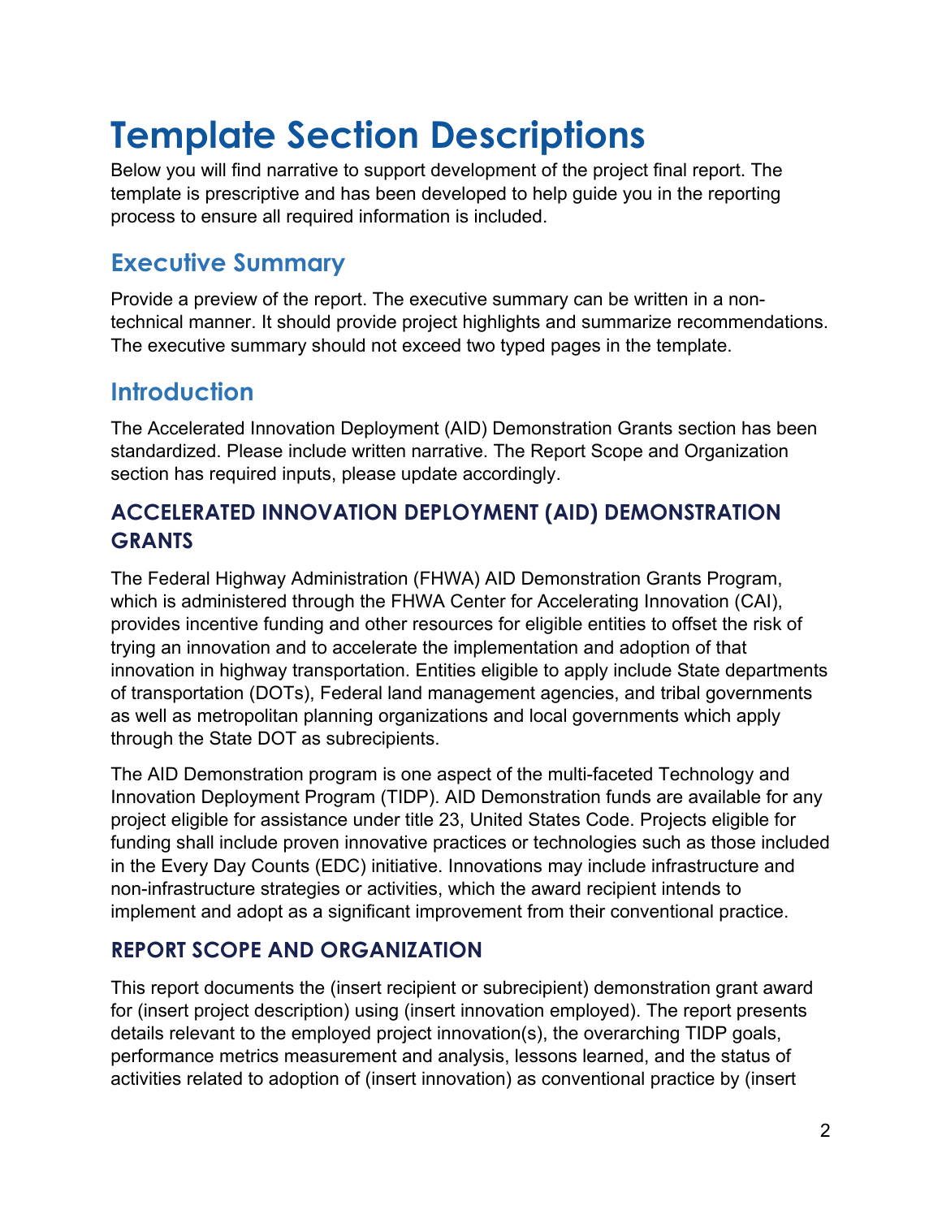# Template Section Descriptions

Below you will find narrative to support development of the project final report. The template is prescriptive and has been developed to help guide you in the reporting process to ensure all required information is included.

## Executive Summary

Provide a preview of the report. The executive summary can be written in a non-technical manner. It should provide project highlights and summarize recommendations. The executive summary should not exceed two typed pages in the template.

## Introduction

The Accelerated Innovation Deployment (AID) Demonstration Grants section has been standardized. Please include written narrative. The Report Scope and Organization section has required inputs, please update accordingly.

### ACCELERATED INNOVATION DEPLOYMENT (AID) DEMONSTRATION GRANTS

The Federal Highway Administration (FHWA) AID Demonstration Grants Program, which is administered through the FHWA Center for Accelerating Innovation (CAI), provides incentive funding and other resources for eligible entities to offset the risk of trying an innovation and to accelerate the implementation and adoption of that innovation in highway transportation. Entities eligible to apply include State departments of transportation (DOTs), Federal land management agencies, and tribal governments as well as metropolitan planning organizations and local governments which apply through the State DOT as subrecipients.

The AID Demonstration program is one aspect of the multi-faceted Technology and Innovation Deployment Program (TIDP). AID Demonstration funds are available for any project eligible for assistance under title 23, United States Code. Projects eligible for funding shall include proven innovative practices or technologies such as those included in the Every Day Counts (EDC) initiative. Innovations may include infrastructure and non-infrastructure strategies or activities, which the award recipient intends to implement and adopt as a significant improvement from their conventional practice.

### REPORT SCOPE AND ORGANIZATION

This report documents the (insert recipient or subrecipient) demonstration grant award for (insert project description) using (insert innovation employed). The report presents details relevant to the employed project innovation(s), the overarching TIDP goals, performance metrics measurement and analysis, lessons learned, and the status of activities related to adoption of (insert innovation) as conventional practice by (insert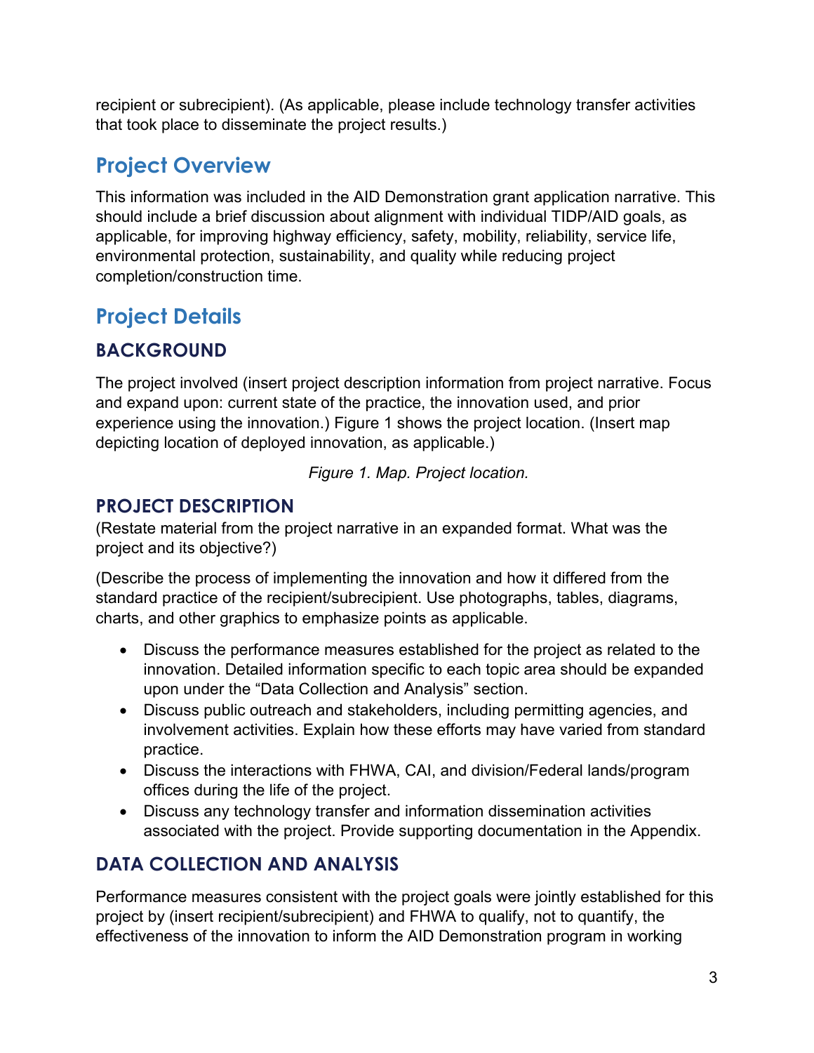recipient or subrecipient). (As applicable, please include technology transfer activities that took place to disseminate the project results.)

## Project Overview

This information was included in the AID Demonstration grant application narrative. This should include a brief discussion about alignment with individual TIDP/AID goals, as applicable, for improving highway efficiency, safety, mobility, reliability, service life, environmental protection, sustainability, and quality while reducing project completion/construction time.

## Project Details

### BACKGROUND

The project involved (insert project description information from project narrative. Focus and expand upon: current state of the practice, the innovation used, and prior experience using the innovation.) Figure 1 shows the project location. (Insert map depicting location of deployed innovation, as applicable.)

*Figure 1. Map. Project location.*

### PROJECT DESCRIPTION

(Restate material from the project narrative in an expanded format. What was the project and its objective?)

(Describe the process of implementing the innovation and how it differed from the standard practice of the recipient/subrecipient. Use photographs, tables, diagrams, charts, and other graphics to emphasize points as applicable.

- Discuss the performance measures established for the project as related to the innovation. Detailed information specific to each topic area should be expanded upon under the "Data Collection and Analysis" section.
- Discuss public outreach and stakeholders, including permitting agencies, and involvement activities. Explain how these efforts may have varied from standard practice.
- Discuss the interactions with FHWA, CAI, and division/Federal lands/program offices during the life of the project.
- Discuss any technology transfer and information dissemination activities associated with the project. Provide supporting documentation in the Appendix.

### DATA COLLECTION AND ANALYSIS

Performance measures consistent with the project goals were jointly established for this project by (insert recipient/subrecipient) and FHWA to qualify, not to quantify, the effectiveness of the innovation to inform the AID Demonstration program in working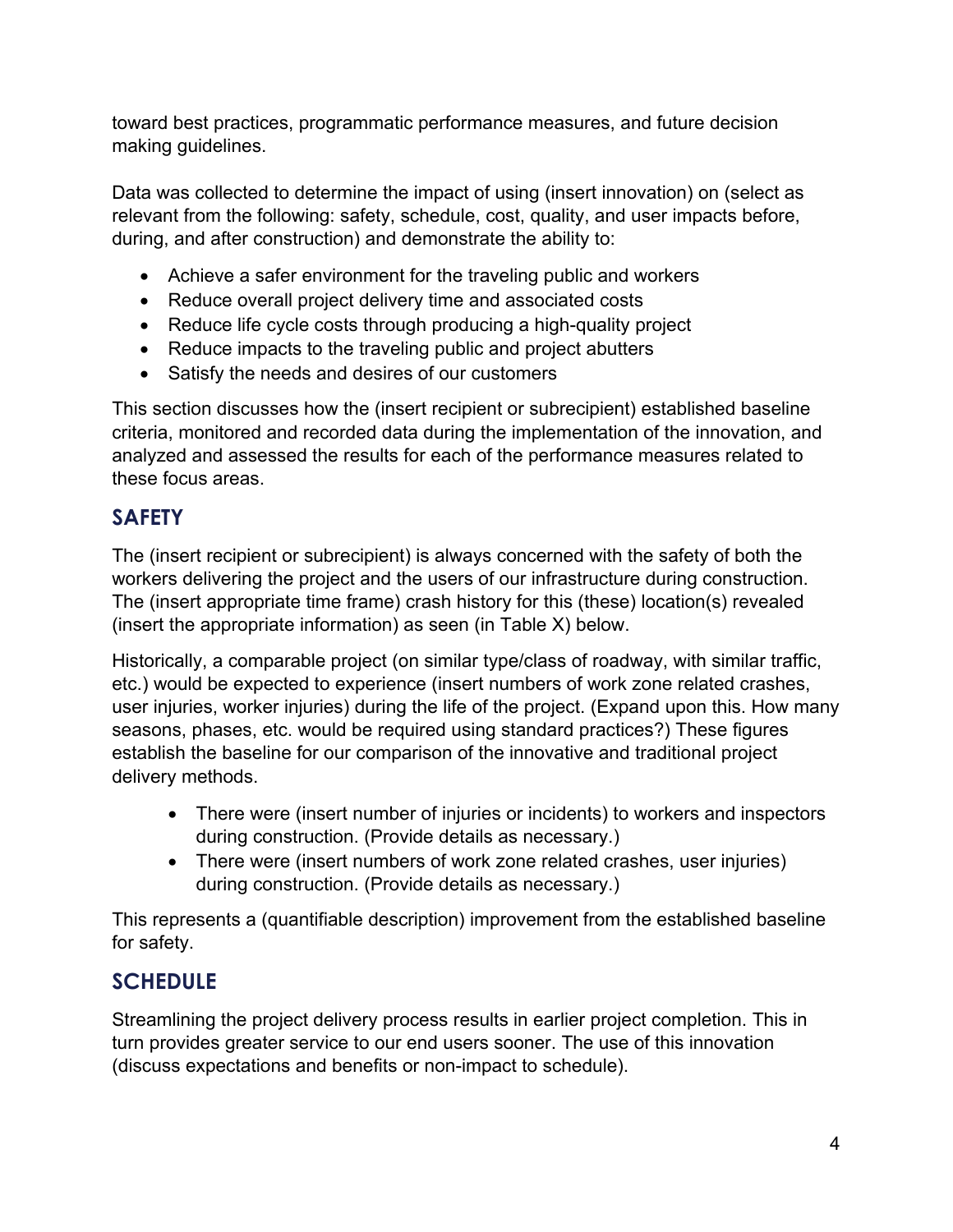toward best practices, programmatic performance measures, and future decision making guidelines.

Data was collected to determine the impact of using (insert innovation) on (select as relevant from the following: safety, schedule, cost, quality, and user impacts before, during, and after construction) and demonstrate the ability to:

- Achieve a safer environment for the traveling public and workers
- Reduce overall project delivery time and associated costs
- Reduce life cycle costs through producing a high-quality project
- Reduce impacts to the traveling public and project abutters
- Satisfy the needs and desires of our customers

This section discusses how the (insert recipient or subrecipient) established baseline criteria, monitored and recorded data during the implementation of the innovation, and analyzed and assessed the results for each of the performance measures related to these focus areas.

## SAFETY

The (insert recipient or subrecipient) is always concerned with the safety of both the workers delivering the project and the users of our infrastructure during construction. The (insert appropriate time frame) crash history for this (these) location(s) revealed (insert the appropriate information) as seen (in Table X) below.

Historically, a comparable project (on similar type/class of roadway, with similar traffic, etc.) would be expected to experience (insert numbers of work zone related crashes, user injuries, worker injuries) during the life of the project. (Expand upon this. How many seasons, phases, etc. would be required using standard practices?) These figures establish the baseline for our comparison of the innovative and traditional project delivery methods.

- There were (insert number of injuries or incidents) to workers and inspectors during construction. (Provide details as necessary.)
- There were (insert numbers of work zone related crashes, user injuries) during construction. (Provide details as necessary.)

This represents a (quantifiable description) improvement from the established baseline for safety.

## SCHEDULE

Streamlining the project delivery process results in earlier project completion. This in turn provides greater service to our end users sooner. The use of this innovation (discuss expectations and benefits or non-impact to schedule).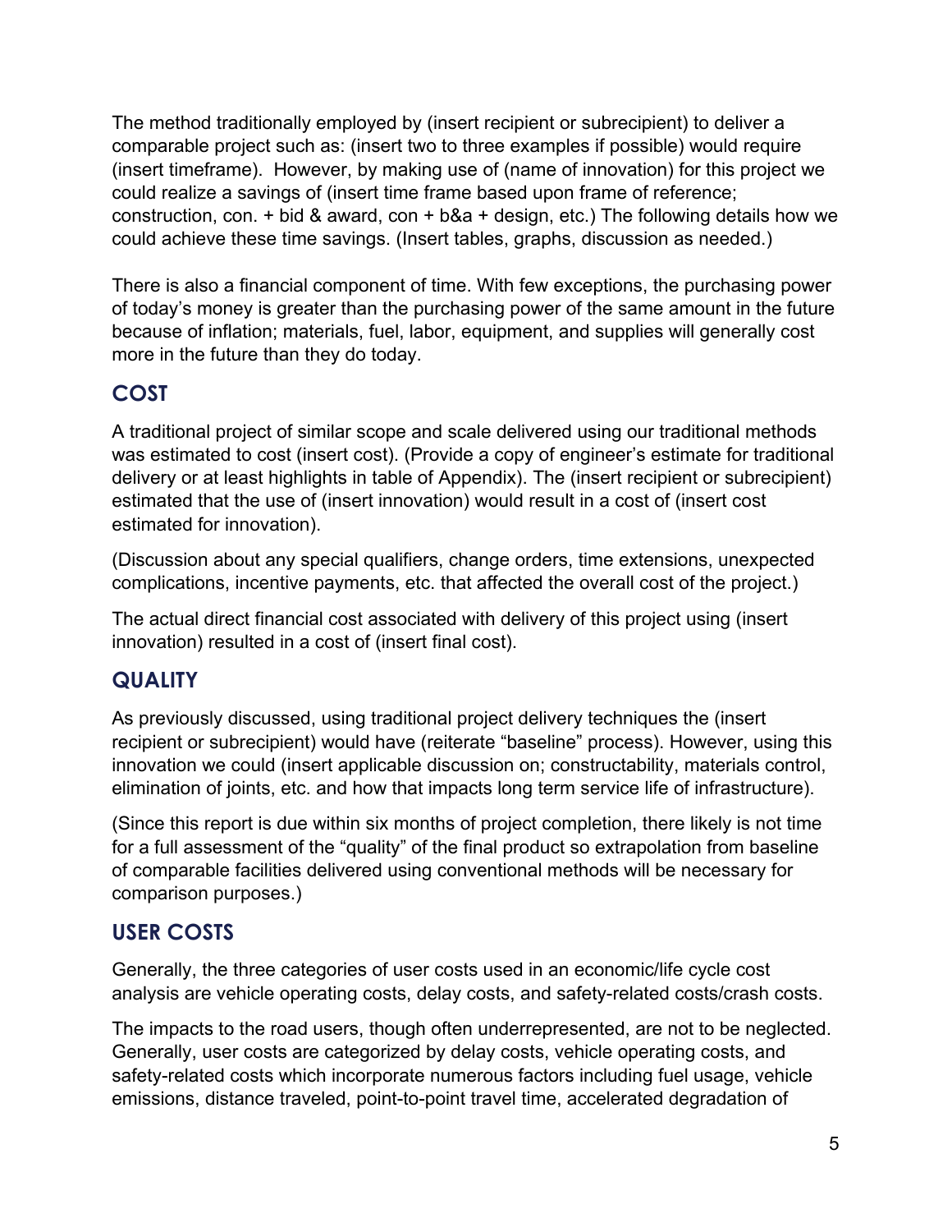The method traditionally employed by (insert recipient or subrecipient) to deliver a comparable project such as: (insert two to three examples if possible) would require (insert timeframe). However, by making use of (name of innovation) for this project we could realize a savings of (insert time frame based upon frame of reference; construction, con. + bid & award, con + b&a + design, etc.) The following details how we could achieve these time savings. (Insert tables, graphs, discussion as needed.)

There is also a financial component of time. With few exceptions, the purchasing power of today's money is greater than the purchasing power of the same amount in the future because of inflation; materials, fuel, labor, equipment, and supplies will generally cost more in the future than they do today.

## COST

A traditional project of similar scope and scale delivered using our traditional methods was estimated to cost (insert cost). (Provide a copy of engineer's estimate for traditional delivery or at least highlights in table of Appendix). The (insert recipient or subrecipient) estimated that the use of (insert innovation) would result in a cost of (insert cost estimated for innovation).

(Discussion about any special qualifiers, change orders, time extensions, unexpected complications, incentive payments, etc. that affected the overall cost of the project.)

The actual direct financial cost associated with delivery of this project using (insert innovation) resulted in a cost of (insert final cost).

## QUALITY

As previously discussed, using traditional project delivery techniques the (insert recipient or subrecipient) would have (reiterate "baseline" process). However, using this innovation we could (insert applicable discussion on; constructability, materials control, elimination of joints, etc. and how that impacts long term service life of infrastructure).

(Since this report is due within six months of project completion, there likely is not time for a full assessment of the "quality" of the final product so extrapolation from baseline of comparable facilities delivered using conventional methods will be necessary for comparison purposes.)

## USER COSTS

Generally, the three categories of user costs used in an economic/life cycle cost analysis are vehicle operating costs, delay costs, and safety-related costs/crash costs.

The impacts to the road users, though often underrepresented, are not to be neglected. Generally, user costs are categorized by delay costs, vehicle operating costs, and safety-related costs which incorporate numerous factors including fuel usage, vehicle emissions, distance traveled, point-to-point travel time, accelerated degradation of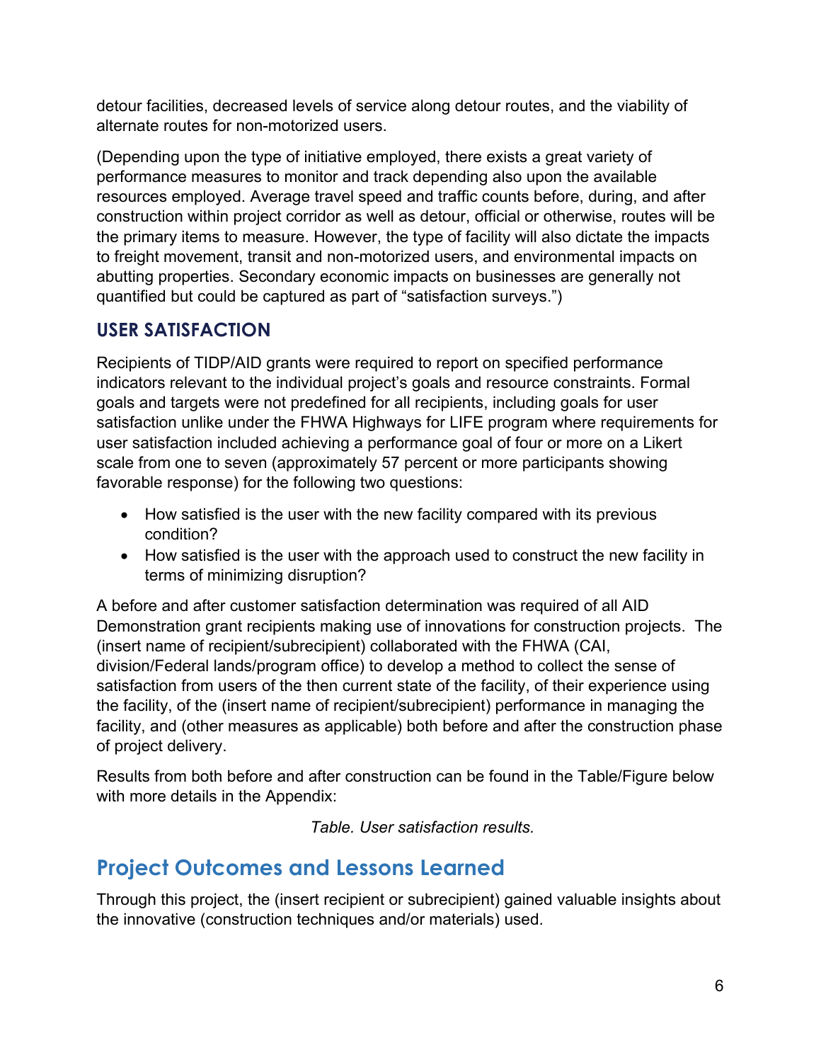detour facilities, decreased levels of service along detour routes, and the viability of alternate routes for non-motorized users.

(Depending upon the type of initiative employed, there exists a great variety of performance measures to monitor and track depending also upon the available resources employed. Average travel speed and traffic counts before, during, and after construction within project corridor as well as detour, official or otherwise, routes will be the primary items to measure. However, the type of facility will also dictate the impacts to freight movement, transit and non-motorized users, and environmental impacts on abutting properties. Secondary economic impacts on businesses are generally not quantified but could be captured as part of "satisfaction surveys.")

### USER SATISFACTION

Recipients of TIDP/AID grants were required to report on specified performance indicators relevant to the individual project's goals and resource constraints. Formal goals and targets were not predefined for all recipients, including goals for user satisfaction unlike under the FHWA Highways for LIFE program where requirements for user satisfaction included achieving a performance goal of four or more on a Likert scale from one to seven (approximately 57 percent or more participants showing favorable response) for the following two questions:

- How satisfied is the user with the new facility compared with its previous condition?
- How satisfied is the user with the approach used to construct the new facility in terms of minimizing disruption?

A before and after customer satisfaction determination was required of all AID Demonstration grant recipients making use of innovations for construction projects. The (insert name of recipient/subrecipient) collaborated with the FHWA (CAI, division/Federal lands/program office) to develop a method to collect the sense of satisfaction from users of the then current state of the facility, of their experience using the facility, of the (insert name of recipient/subrecipient) performance in managing the facility, and (other measures as applicable) both before and after the construction phase of project delivery.

Results from both before and after construction can be found in the Table/Figure below with more details in the Appendix:

*Table. User satisfaction results.*

## Project Outcomes and Lessons Learned

Through this project, the (insert recipient or subrecipient) gained valuable insights about the innovative (construction techniques and/or materials) used.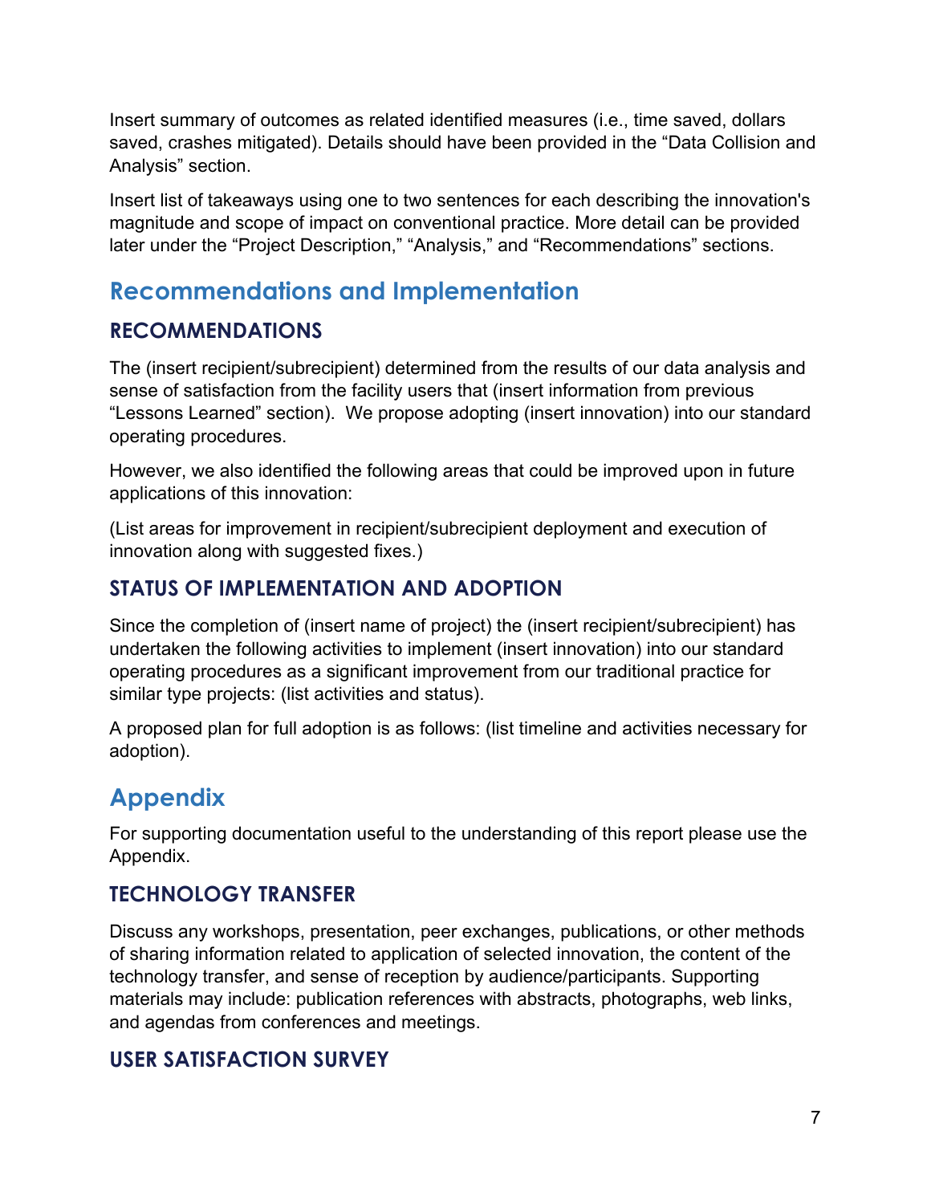Insert summary of outcomes as related identified measures (i.e., time saved, dollars saved, crashes mitigated). Details should have been provided in the "Data Collision and Analysis" section.

Insert list of takeaways using one to two sentences for each describing the innovation's magnitude and scope of impact on conventional practice. More detail can be provided later under the "Project Description," "Analysis," and "Recommendations" sections.

## Recommendations and Implementation

### RECOMMENDATIONS

The (insert recipient/subrecipient) determined from the results of our data analysis and sense of satisfaction from the facility users that (insert information from previous "Lessons Learned" section). We propose adopting (insert innovation) into our standard operating procedures.

However, we also identified the following areas that could be improved upon in future applications of this innovation:

(List areas for improvement in recipient/subrecipient deployment and execution of innovation along with suggested fixes.)

### STATUS OF IMPLEMENTATION AND ADOPTION

Since the completion of (insert name of project) the (insert recipient/subrecipient) has undertaken the following activities to implement (insert innovation) into our standard operating procedures as a significant improvement from our traditional practice for similar type projects: (list activities and status).

A proposed plan for full adoption is as follows: (list timeline and activities necessary for adoption).

## Appendix

For supporting documentation useful to the understanding of this report please use the Appendix.

### TECHNOLOGY TRANSFER

Discuss any workshops, presentation, peer exchanges, publications, or other methods of sharing information related to application of selected innovation, the content of the technology transfer, and sense of reception by audience/participants. Supporting materials may include: publication references with abstracts, photographs, web links, and agendas from conferences and meetings.

### USER SATISFACTION SURVEY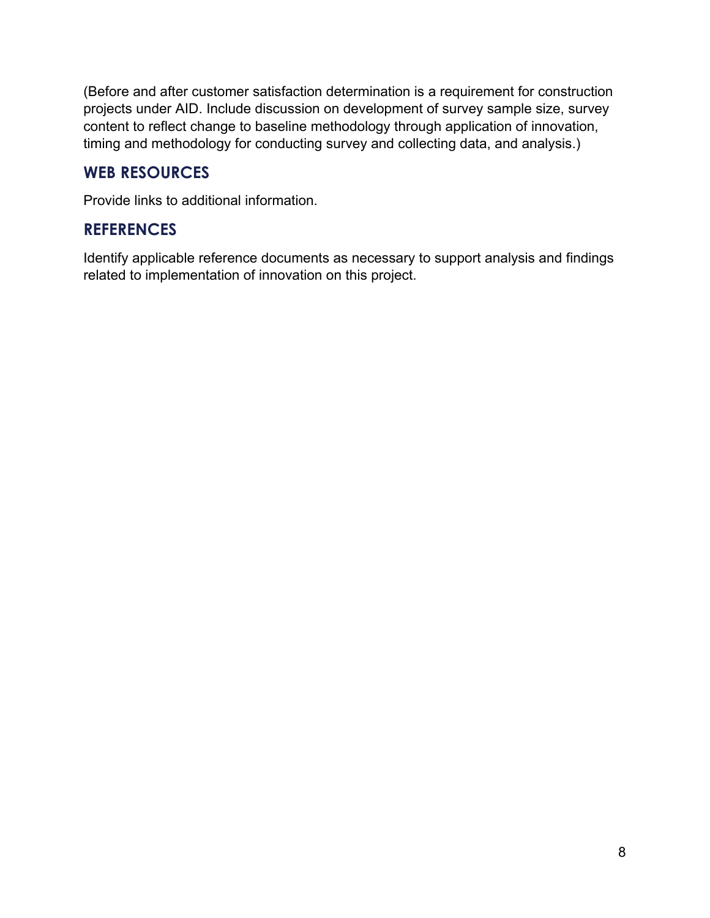(Before and after customer satisfaction determination is a requirement for construction projects under AID. Include discussion on development of survey sample size, survey content to reflect change to baseline methodology through application of innovation, timing and methodology for conducting survey and collecting data, and analysis.)

## WEB RESOURCES

Provide links to additional information.

## REFERENCES

Identify applicable reference documents as necessary to support analysis and findings related to implementation of innovation on this project.